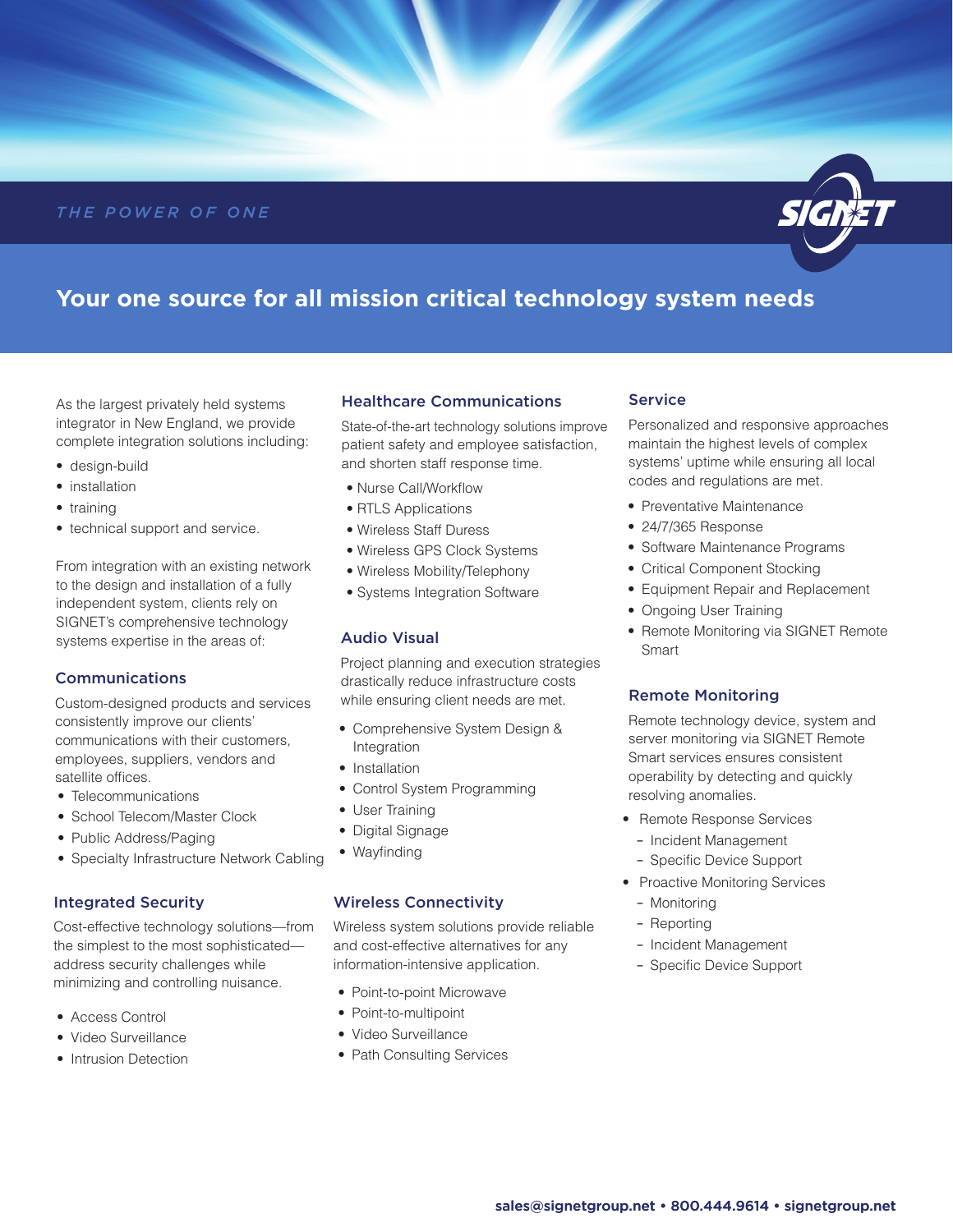*THE POWER OF ONE*

SIGNET

# Your one source for all mission critical technology system needs

As the largest privately held systems integrator in New England, we provide complete integration solutions including:

- design-build
- installation
- training
- technical support and service.

From integration with an existing network to the design and installation of a fully independent system, clients rely on SIGNET's comprehensive technology systems expertise in the areas of:

## Communications

Custom-designed products and services consistently improve our clients' communications with their customers, employees, suppliers, vendors and satellite offices.

- Telecommunications
- School Telecom/Master Clock
- Public Address/Paging
- Specialty Infrastructure Network Cabling

## Integrated Security

Cost-effective technology solutions—from the simplest to the most sophisticated—address security challenges while minimizing and controlling nuisance.

- Access Control
- Video Surveillance
- Intrusion Detection

## Healthcare Communications

State-of-the-art technology solutions improve patient safety and employee satisfaction, and shorten staff response time.

- Nurse Call/Workflow
- RTLS Applications
- Wireless Staff Duress
- Wireless GPS Clock Systems
- Wireless Mobility/Telephony
- Systems Integration Software

## Audio Visual

Project planning and execution strategies drastically reduce infrastructure costs while ensuring client needs are met.

- Comprehensive System Design & Integration
- Installation
- Control System Programming
- User Training
- Digital Signage
- Wayfinding

## Wireless Connectivity

Wireless system solutions provide reliable and cost-effective alternatives for any information-intensive application.

- Point-to-point Microwave
- Point-to-multipoint
- Video Surveillance
- Path Consulting Services

## Service

Personalized and responsive approaches maintain the highest levels of complex systems' uptime while ensuring all local codes and regulations are met.

- Preventative Maintenance
- 24/7/365 Response
- Software Maintenance Programs
- Critical Component Stocking
- Equipment Repair and Replacement
- Ongoing User Training
- Remote Monitoring via SIGNET Remote Smart

## Remote Monitoring

Remote technology device, system and server monitoring via SIGNET Remote Smart services ensures consistent operability by detecting and quickly resolving anomalies.

- Remote Response Services
  - Incident Management
  - Specific Device Support
- Proactive Monitoring Services
  - Monitoring
  - Reporting
  - Incident Management
  - Specific Device Support

**sales@signetgroup.net • 800.444.9614 • signetgroup.net**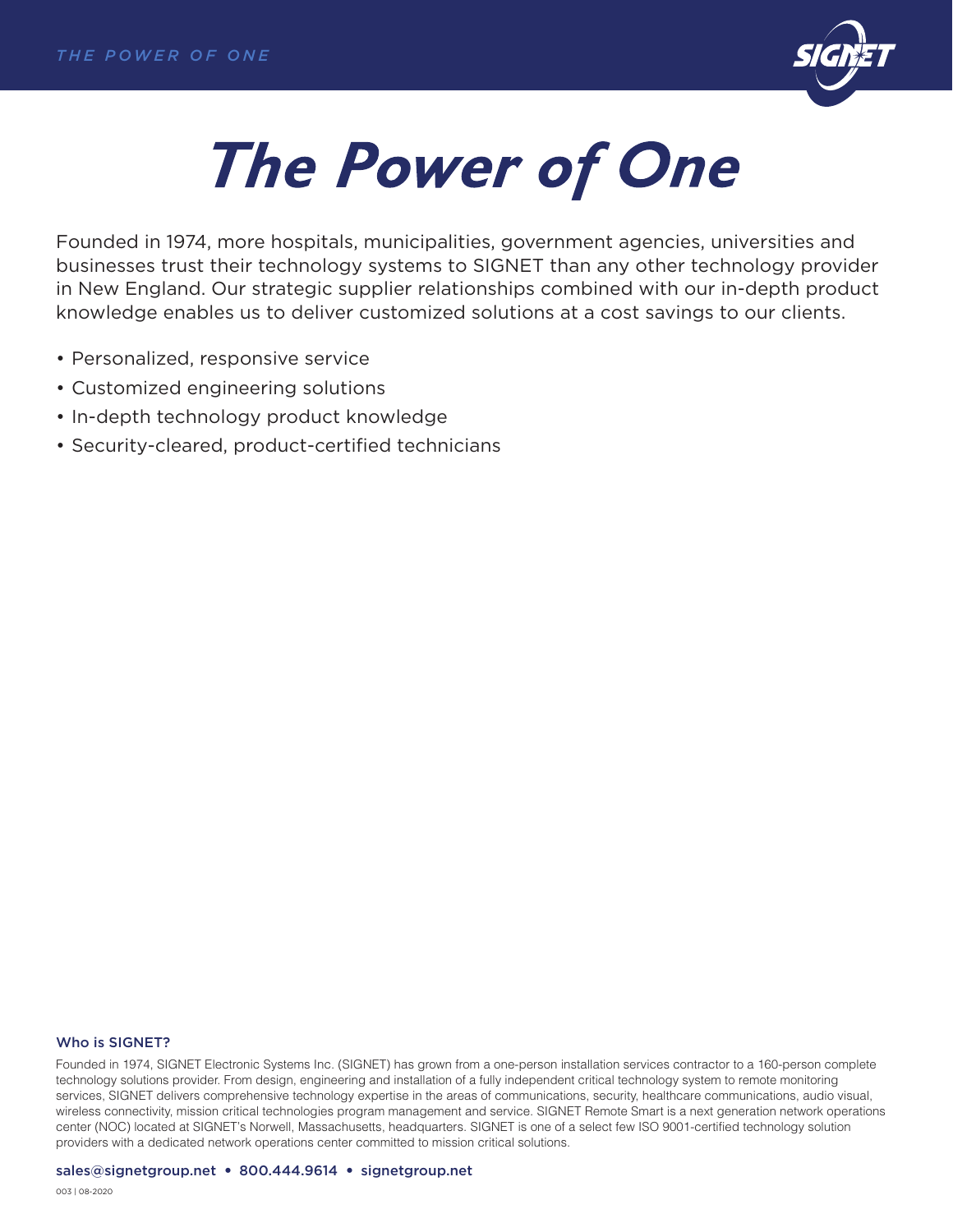# The Power of One

Founded in 1974, more hospitals, municipalities, government agencies, universities and businesses trust their technology systems to SIGNET than any other technology provider in New England. Our strategic supplier relationships combined with our in-depth product knowledge enables us to deliver customized solutions at a cost savings to our clients.

- Personalized, responsive service
- Customized engineering solutions
- In-depth technology product knowledge
- Security-cleared, product-certified technicians

### Who is SIGNET?

Founded in 1974, SIGNET Electronic Systems Inc. (SIGNET) has grown from a one-person installation services contractor to a 160-person complete technology solutions provider. From design, engineering and installation of a fully independent critical technology system to remote monitoring services, SIGNET delivers comprehensive technology expertise in the areas of communications, security, healthcare communications, audio visual, wireless connectivity, mission critical technologies program management and service. SIGNET Remote Smart is a next generation network operations center (NOC) located at SIGNET's Norwell, Massachusetts, headquarters. SIGNET is one of a select few ISO 9001-certified technology solution providers with a dedicated network operations center committed to mission critical solutions.

sales@signetgroup.net • 800.444.9614 • signetgroup.net

003 | 08-2020